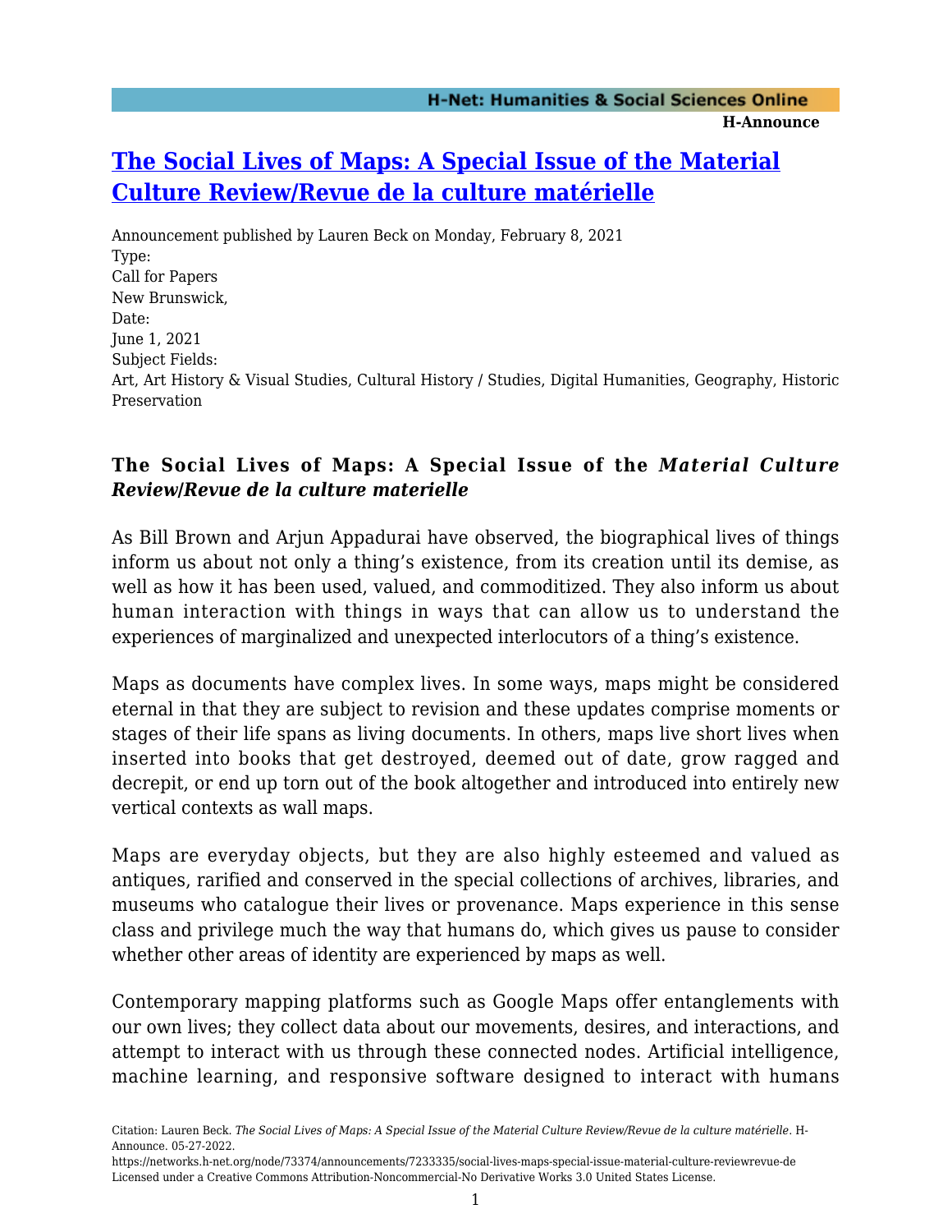# The Social Lives of Maps: A Special Issue of the Material Culture Review/Revue de la culture matérielle

Announcement published by Lauren Beck on Monday, February 8, 2021

Type:
Call for Papers
New Brunswick,
Date:
June 1, 2021
Subject Fields:
Art, Art History & Visual Studies, Cultural History / Studies, Digital Humanities, Geography, Historic Preservation

### The Social Lives of Maps: A Special Issue of the *Material Culture Review/Revue de la culture materielle*

As Bill Brown and Arjun Appadurai have observed, the biographical lives of things inform us about not only a thing's existence, from its creation until its demise, as well as how it has been used, valued, and commoditized. They also inform us about human interaction with things in ways that can allow us to understand the experiences of marginalized and unexpected interlocutors of a thing's existence.

Maps as documents have complex lives. In some ways, maps might be considered eternal in that they are subject to revision and these updates comprise moments or stages of their life spans as living documents. In others, maps live short lives when inserted into books that get destroyed, deemed out of date, grow ragged and decrepit, or end up torn out of the book altogether and introduced into entirely new vertical contexts as wall maps.

Maps are everyday objects, but they are also highly esteemed and valued as antiques, rarified and conserved in the special collections of archives, libraries, and museums who catalogue their lives or provenance. Maps experience in this sense class and privilege much the way that humans do, which gives us pause to consider whether other areas of identity are experienced by maps as well.

Contemporary mapping platforms such as Google Maps offer entanglements with our own lives; they collect data about our movements, desires, and interactions, and attempt to interact with us through these connected nodes. Artificial intelligence, machine learning, and responsive software designed to interact with humans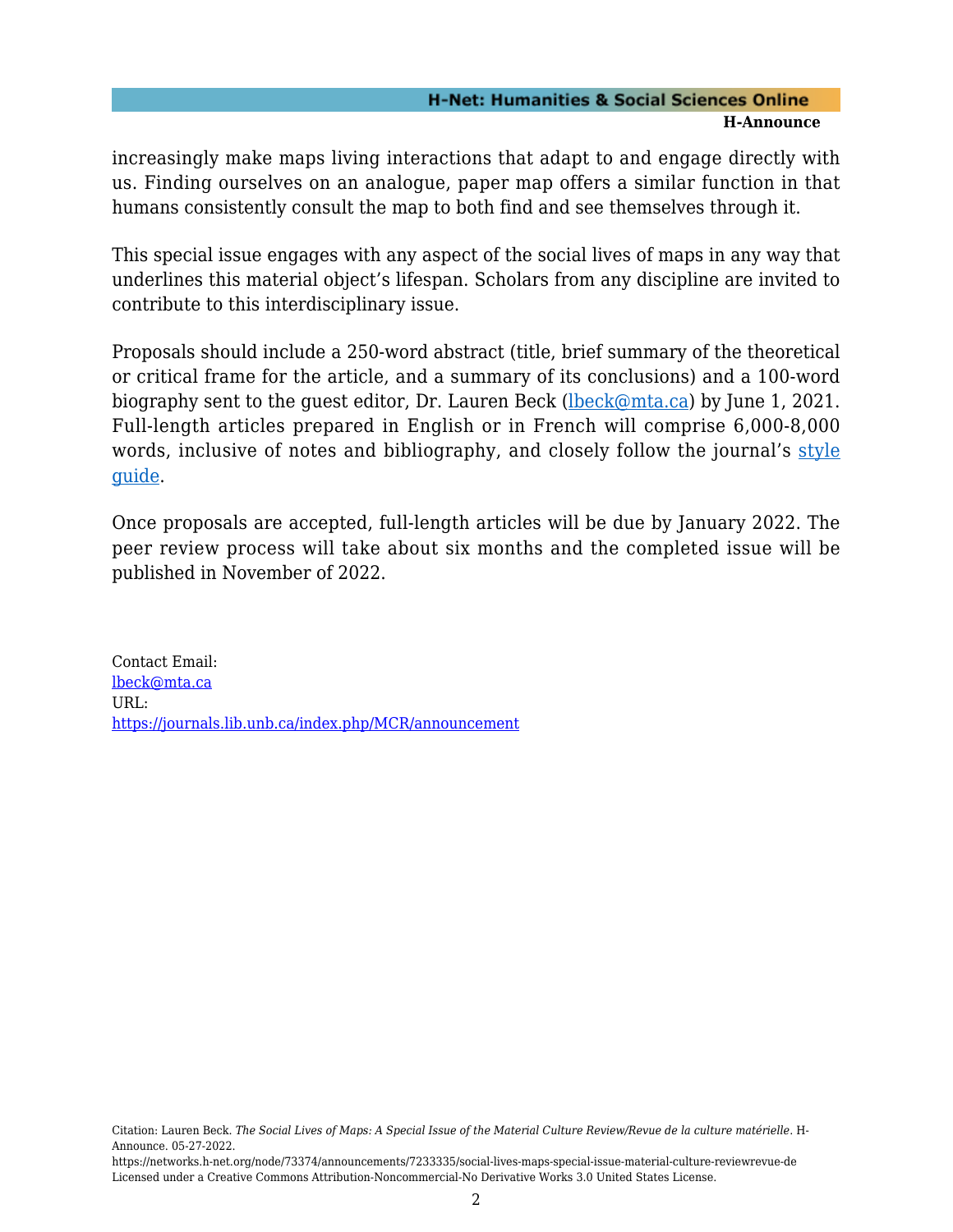increasingly make maps living interactions that adapt to and engage directly with us. Finding ourselves on an analogue, paper map offers a similar function in that humans consistently consult the map to both find and see themselves through it.

This special issue engages with any aspect of the social lives of maps in any way that underlines this material object's lifespan. Scholars from any discipline are invited to contribute to this interdisciplinary issue.

Proposals should include a 250-word abstract (title, brief summary of the theoretical or critical frame for the article, and a summary of its conclusions) and a 100-word biography sent to the guest editor, Dr. Lauren Beck (lbeck@mta.ca) by June 1, 2021. Full-length articles prepared in English or in French will comprise 6,000-8,000 words, inclusive of notes and bibliography, and closely follow the journal's style guide.

Once proposals are accepted, full-length articles will be due by January 2022. The peer review process will take about six months and the completed issue will be published in November of 2022.

Contact Email:
lbeck@mta.ca
URL:
https://journals.lib.unb.ca/index.php/MCR/announcement

Citation: Lauren Beck. *The Social Lives of Maps: A Special Issue of the Material Culture Review/Revue de la culture matérielle*. H-Announce. 05-27-2022.
https://networks.h-net.org/node/73374/announcements/7233335/social-lives-maps-special-issue-material-culture-reviewrevue-de
Licensed under a Creative Commons Attribution-Noncommercial-No Derivative Works 3.0 United States License.